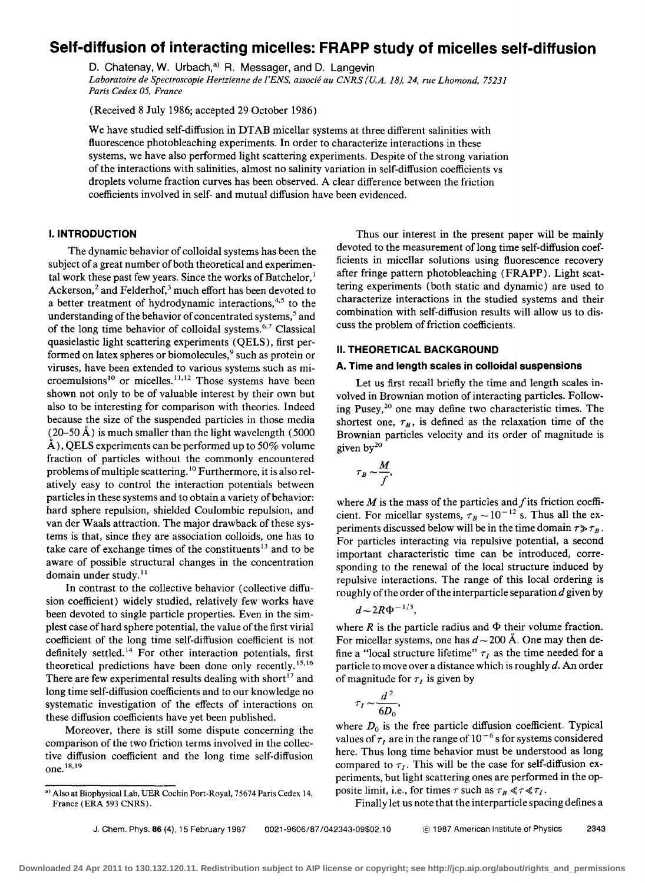# Self-diffusion of interacting micelles: FRAPP study of micelles self-diffusion

D. Chatenay, W. Urbach,[a] R. Messager, and D. Langevin

*Laboratoire de Spectroscopie Hertzienne de l'ENS, associé au CNRS (U.A. 18), 24, rue Lhomond, 75231 Paris Cedex 05, France*

(Received 8 July 1986; accepted 29 October 1986)

We have studied self-diffusion in DTAB micellar systems at three different salinities with fluorescence photobleaching experiments. In order to characterize interactions in these systems, we have also performed light scattering experiments. Despite of the strong variation of the interactions with salinities, almost no salinity variation in self-diffusion coefficients vs droplets volume fraction curves has been observed. A clear difference between the friction coefficients involved in self- and mutual diffusion have been evidenced.

## I. INTRODUCTION

The dynamic behavior of colloidal systems has been the subject of a great number of both theoretical and experimental work these past few years. Since the works of Batchelor,[1] Ackerson,[2] and Felderhof,[3] much effort has been devoted to a better treatment of hydrodynamic interactions,[4,5] to the understanding of the behavior of concentrated systems,[5] and of the long time behavior of colloidal systems.[6,7] Classical quasielastic light scattering experiments (QELS), first performed on latex spheres or biomolecules,[9] such as protein or viruses, have been extended to various systems such as microemulsions[10] or micelles.[11,12] Those systems have been shown not only to be of valuable interest by their own but also to be interesting for comparison with theories. Indeed because the size of the suspended particles in those media (20–50 Å) is much smaller than the light wavelength (5000 Å), QELS experiments can be performed up to 50% volume fraction of particles without the commonly encountered problems of multiple scattering.[10] Furthermore, it is also relatively easy to control the interaction potentials between particles in these systems and to obtain a variety of behavior: hard sphere repulsion, shielded Coulombic repulsion, and van der Waals attraction. The major drawback of these systems is that, since they are association colloids, one has to take care of exchange times of the constituents[13] and to be aware of possible structural changes in the concentration domain under study.[11]

In contrast to the collective behavior (collective diffusion coefficient) widely studied, relatively few works have been devoted to single particle properties. Even in the simplest case of hard sphere potential, the value of the first virial coefficient of the long time self-diffusion coefficient is not definitely settled.[14] For other interaction potentials, first theoretical predictions have been done only recently.[15,16] There are few experimental results dealing with short[17] and long time self-diffusion coefficients and to our knowledge no systematic investigation of the effects of interactions on these diffusion coefficients have yet been published.

Moreover, there is still some dispute concerning the comparison of the two friction terms involved in the collective diffusion coefficient and the long time self-diffusion one.[18,19]

Thus our interest in the present paper will be mainly devoted to the measurement of long time self-diffusion coefficients in micellar solutions using fluorescence recovery after fringe pattern photobleaching (FRAPP). Light scattering experiments (both static and dynamic) are used to characterize interactions in the studied systems and their combination with self-diffusion results will allow us to discuss the problem of friction coefficients.

## II. THEORETICAL BACKGROUND

### A. Time and length scales in colloidal suspensions

Let us first recall briefly the time and length scales involved in Brownian motion of interacting particles. Following Pusey,[20] one may define two characteristic times. The shortest one, $\tau_B$, is defined as the relaxation time of the Brownian particles velocity and its order of magnitude is given by[20]

$$\tau_B \sim \frac{M}{f},$$

where $M$ is the mass of the particles and $f$ its friction coefficient. For micellar systems, $\tau_B \sim 10^{-12}$ s. Thus all the experiments discussed below will be in the time domain $\tau \gg \tau_B$. For particles interacting via repulsive potential, a second important characteristic time can be introduced, corresponding to the renewal of the local structure induced by repulsive interactions. The range of this local ordering is roughly of the order of the interparticle separation $d$ given by

$$d \sim 2R\Phi^{-1/3},$$

where $R$ is the particle radius and $\Phi$ their volume fraction. For micellar systems, one has $d \sim 200$ Å. One may then define a "local structure lifetime" $\tau_I$ as the time needed for a particle to move over a distance which is roughly $d$. An order of magnitude for $\tau_I$ is given by

$$\tau_I \sim \frac{d^2}{6D_0},$$

where $D_0$ is the free particle diffusion coefficient. Typical values of $\tau_I$ are in the range of $10^{-6}$ s for systems considered here. Thus long time behavior must be understood as long compared to $\tau_I$. This will be the case for self-diffusion experiments, but light scattering ones are performed in the opposite limit, i.e., for times $\tau$ such as $\tau_B \ll \tau \ll \tau_I$.

Finally let us note that the interparticle spacing defines a

[a] Also at Biophysical Lab, UER Cochin Port-Royal, 75674 Paris Cedex 14, France (ERA 593 CNRS).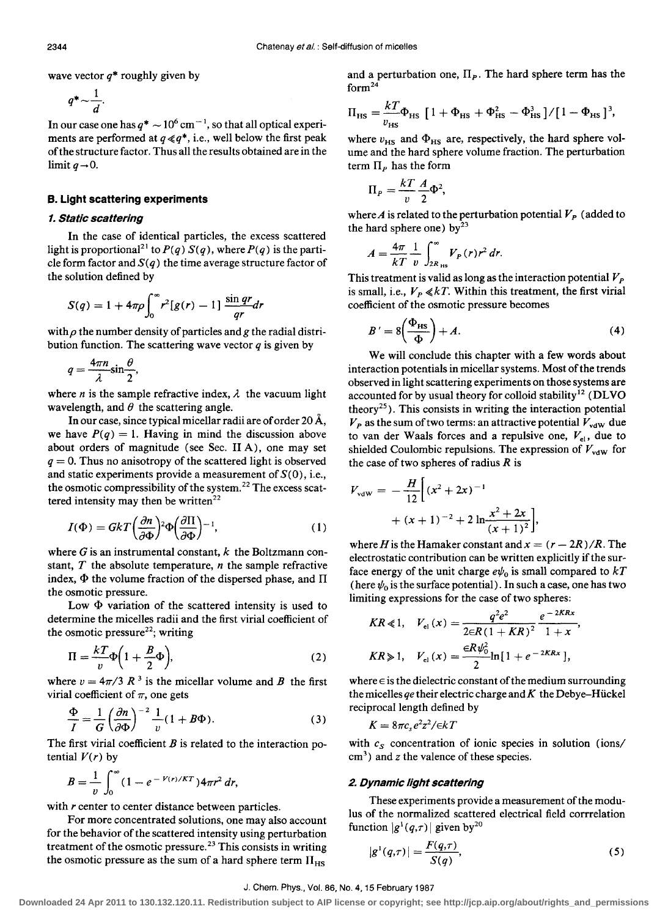wave vector $q^*$ roughly given by

$$q^* \sim \frac{1}{d}.$$

In our case one has $q^* \sim 10^6\,\text{cm}^{-1}$, so that all optical experiments are performed at $q \ll q^*$, i.e., well below the first peak of the structure factor. Thus all the results obtained are in the limit $q \to 0$.

### B. Light scattering experiments

#### 1. Static scattering

In the case of identical particles, the excess scattered light is proportional[21] to $P(q)\,S(q)$, where $P(q)$ is the particle form factor and $S(q)$ the time average structure factor of the solution defined by

$$S(q) = 1 + 4\pi\rho \int_0^\infty r^2[g(r) - 1]\,\frac{\sin qr}{qr}\,dr$$

with $\rho$ the number density of particles and $g$ the radial distribution function. The scattering wave vector $q$ is given by

$$q = \frac{4\pi n}{\lambda}\sin\frac{\theta}{2},$$

where $n$ is the sample refractive index, $\lambda$ the vacuum light wavelength, and $\theta$ the scattering angle.

In our case, since typical micellar radii are of order 20 Å, we have $P(q) = 1$. Having in mind the discussion above about orders of magnitude (see Sec. II A), one may set $q = 0$. Thus no anisotropy of the scattered light is observed and static experiments provide a measurement of $S(0)$, i.e., the osmotic compressibility of the system.[22] The excess scattered intensity may then be written[22]

$$I(\Phi) = GkT\left(\frac{\partial n}{\partial \Phi}\right)^2 \Phi \left(\frac{\partial \Pi}{\partial \Phi}\right)^{-1}, \tag{1}$$

where $G$ is an instrumental constant, $k$ the Boltzmann constant, $T$ the absolute temperature, $n$ the sample refractive index, $\Phi$ the volume fraction of the dispersed phase, and $\Pi$ the osmotic pressure.

Low $\Phi$ variation of the scattered intensity is used to determine the micelles radii and the first virial coefficient of the osmotic pressure[22]; writing

$$\Pi = \frac{kT}{v}\Phi\left(1 + \frac{B}{2}\Phi\right), \tag{2}$$

where $v = 4\pi/3\;R^3$ is the micellar volume and $B$ the first virial coefficient of $\pi$, one gets

$$\frac{\Phi}{I} = \frac{1}{G}\left(\frac{\partial n}{\partial \Phi}\right)^{-2}\frac{1}{v}(1 + B\Phi). \tag{3}$$

The first virial coefficient $B$ is related to the interaction potential $V(r)$ by

$$B = \frac{1}{v}\int_0^\infty (1 - e^{-V(r)/KT})4\pi r^2\,dr,$$

with $r$ center to center distance between particles.

For more concentrated solutions, one may also account for the behavior of the scattered intensity using perturbation treatment of the osmotic pressure.[23] This consists in writing the osmotic pressure as the sum of a hard sphere term $\Pi_{HS}$ and a perturbation one, $\Pi_P$. The hard sphere term has the form[24]

$$\Pi_{HS} = \frac{kT}{v_{HS}}\Phi_{HS}\,[1 + \Phi_{HS} + \Phi_{HS}^2 - \Phi_{HS}^3]/[1 - \Phi_{HS}]^3,$$

where $v_{HS}$ and $\Phi_{HS}$ are, respectively, the hard sphere volume and the hard sphere volume fraction. The perturbation term $\Pi_P$ has the form

$$\Pi_P = \frac{kT}{v}\frac{A}{2}\Phi^2,$$

where $A$ is related to the perturbation potential $V_P$ (added to the hard sphere one) by[23]

$$A = \frac{4\pi}{kT}\frac{1}{v}\int_{2R_{HS}}^\infty V_P(r)r^2\,dr.$$

This treatment is valid as long as the interaction potential $V_P$ is small, i.e., $V_P \ll kT$. Within this treatment, the first virial coefficient of the osmotic pressure becomes

$$B' = 8\left(\frac{\Phi_{HS}}{\Phi}\right) + A. \tag{4}$$

We will conclude this chapter with a few words about interaction potentials in micellar systems. Most of the trends observed in light scattering experiments on those systems are accounted for by usual theory for colloid stability[12] (DLVO theory[25]). This consists in writing the interaction potential $V_P$ as the sum of two terms: an attractive potential $V_{vdW}$ due to van der Waals forces and a repulsive one, $V_{el}$, due to shielded Coulombic repulsions. The expression of $V_{vdW}$ for the case of two spheres of radius $R$ is

$$V_{vdW} = -\frac{H}{12}\left[(x^2 + 2x)^{-1} + (x + 1)^{-2} + 2\ln\frac{x^2 + 2x}{(x + 1)^2}\right],$$

where $H$ is the Hamaker constant and $x = (r - 2R)/R$. The electrostatic contribution can be written explicitly if the surface energy of the unit charge $e\psi_0$ is small compared to $kT$ (here $\psi_0$ is the surface potential). In such a case, one has two limiting expressions for the case of two spheres:

$$KR \ll 1, \quad V_{el}(x) = \frac{q^2e^2}{2\epsilon R(1 + KR)^2}\,\frac{e^{-2KRx}}{1 + x},$$

$$KR \gg 1, \quad V_{el}(x) = \frac{\epsilon R\psi_0^2}{2}\ln[1 + e^{-2KRx}],$$

where $\epsilon$ is the dielectric constant of the medium surrounding the micelles $qe$ their electric charge and $K$ the Debye–Hückel reciprocal length defined by

$$K = 8\pi c_s e^2 z^2/\epsilon kT$$

with $c_S$ concentration of ionic species in solution (ions/cm$^3$) and $z$ the valence of these species.

#### 2. Dynamic light scattering

These experiments provide a measurement of the modulus of the normalized scattered electrical field corrrelation function $|g^1(q,\tau)|$ given by[20]

$$|g^1(q,\tau)| = \frac{F(q,\tau)}{S(q)}, \tag{5}$$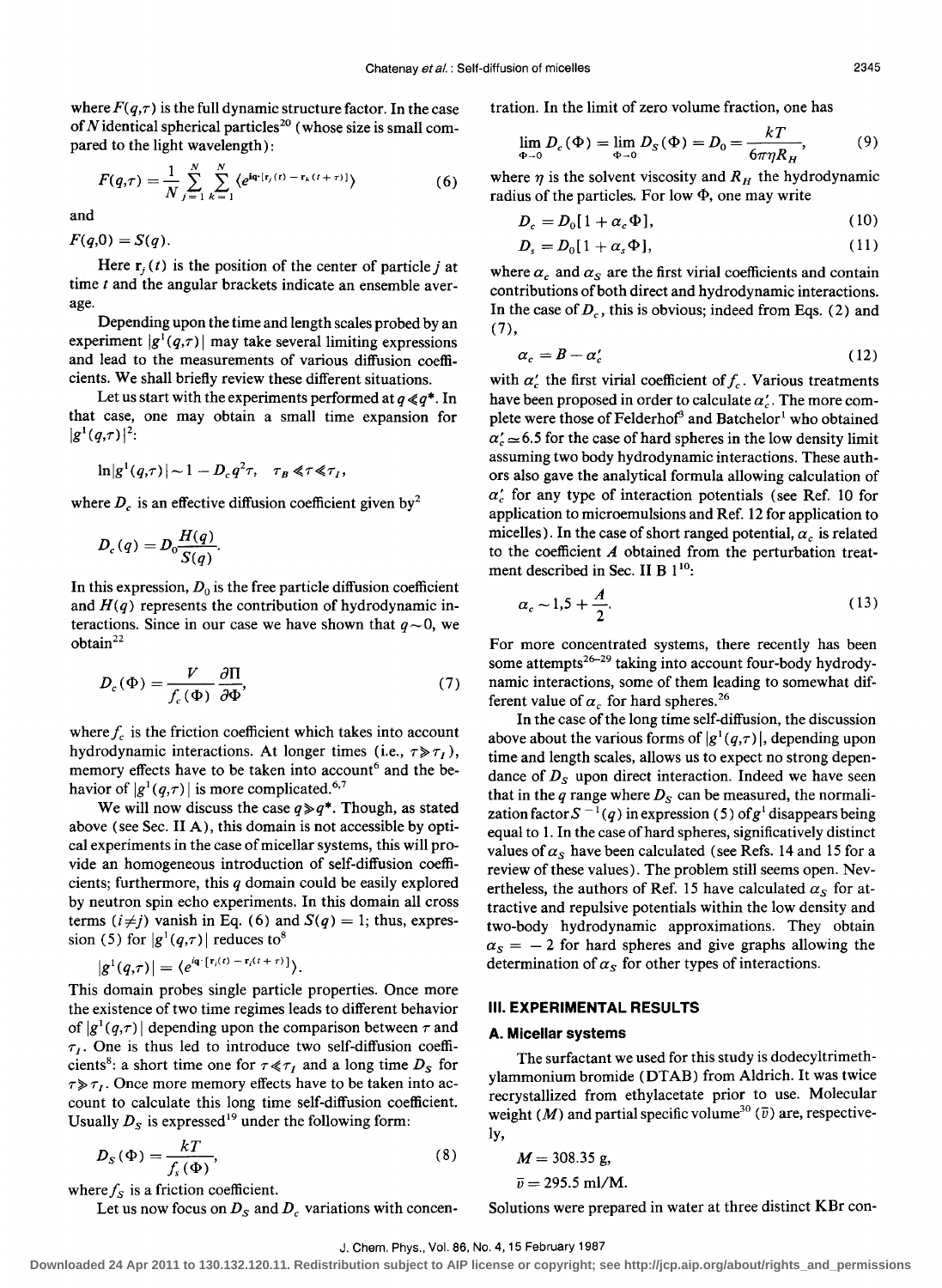where $F(q,\tau)$ is the full dynamic structure factor. In the case of $N$ identical spherical particles[20] (whose size is small compared to the light wavelength):

$$F(q,\tau) = \frac{1}{N}\sum_{j=1}^{N}\sum_{k=1}^{N}\langle e^{i\mathbf{q}\cdot[\mathbf{r}_j(t) - \mathbf{r}_k(t+\tau)]}\rangle \qquad (6)$$

and

$$F(q,0) = S(q).$$

Here $\mathbf{r}_j(t)$ is the position of the center of particle $j$ at time $t$ and the angular brackets indicate an ensemble average.

Depending upon the time and length scales probed by an experiment $|g^1(q,\tau)|$ may take several limiting expressions and lead to the measurements of various diffusion coefficients. We shall briefly review these different situations.

Let us start with the experiments performed at $q \ll q^*$. In that case, one may obtain a small time expansion for $|g^1(q,\tau)|^2$:

$$\ln|g^1(q,\tau)| \sim 1 - D_c q^2 \tau, \quad \tau_B \ll \tau \ll \tau_I,$$

where $D_c$ is an effective diffusion coefficient given by[2]

$$D_c(q) = D_0 \frac{H(q)}{S(q)}.$$

In this expression, $D_0$ is the free particle diffusion coefficient and $H(q)$ represents the contribution of hydrodynamic interactions. Since in our case we have shown that $q \sim 0$, we obtain[22]

$$D_c(\Phi) = \frac{V}{f_c(\Phi)}\frac{\partial \Pi}{\partial \Phi}, \qquad (7)$$

where $f_c$ is the friction coefficient which takes into account hydrodynamic interactions. At longer times (i.e., $\tau \gg \tau_I$), memory effects have to be taken into account[6] and the behavior of $|g^1(q,\tau)|$ is more complicated.[6,7]

We will now discuss the case $q \gg q^*$. Though, as stated above (see Sec. II A), this domain is not accessible by optical experiments in the case of micellar systems, this will provide an homogeneous introduction of self-diffusion coefficients; furthermore, this $q$ domain could be easily explored by neutron spin echo experiments. In this domain all cross terms ($i \neq j$) vanish in Eq. (6) and $S(q) = 1$; thus, expression (5) for $|g^1(q,\tau)|$ reduces to[8]

$$|g^1(q,\tau)| = \langle e^{i\mathbf{q}\cdot[\mathbf{r}_i(t) - \mathbf{r}_i(t+\tau)]}\rangle.$$

This domain probes single particle properties. Once more the existence of two time regimes leads to different behavior of $|g^1(q,\tau)|$ depending upon the comparison between $\tau$ and $\tau_I$. One is thus led to introduce two self-diffusion coefficients[8]: a short time one for $\tau \ll \tau_I$ and a long time $D_S$ for $\tau \gg \tau_I$. Once more memory effects have to be taken into account to calculate this long time self-diffusion coefficient. Usually $D_S$ is expressed[19] under the following form:

$$D_S(\Phi) = \frac{kT}{f_s(\Phi)}, \qquad (8)$$

where $f_S$ is a friction coefficient.

Let us now focus on $D_S$ and $D_c$ variations with concentration. In the limit of zero volume fraction, one has

$$\lim_{\Phi \to 0} D_c(\Phi) = \lim_{\Phi \to 0} D_S(\Phi) = D_0 = \frac{kT}{6\pi\eta R_H}, \qquad (9)$$

where $\eta$ is the solvent viscosity and $R_H$ the hydrodynamic radius of the particles. For low $\Phi$, one may write

$$D_c = D_0[1 + \alpha_c \Phi], \qquad (10)$$

$$D_s = D_0[1 + \alpha_s \Phi], \qquad (11)$$

where $\alpha_c$ and $\alpha_S$ are the first virial coefficients and contain contributions of both direct and hydrodynamic interactions. In the case of $D_c$, this is obvious; indeed from Eqs. (2) and (7),

$$\alpha_c = B - \alpha_c' \qquad (12)$$

with $\alpha_c'$ the first virial coefficient of $f_c$. Various treatments have been proposed in order to calculate $\alpha_c'$. The more complete were those of Felderhof[3] and Batchelor[1] who obtained $\alpha_c' \simeq 6.5$ for the case of hard spheres in the low density limit assuming two body hydrodynamic interactions. These authors also gave the analytical formula allowing calculation of $\alpha_c'$ for any type of interaction potentials (see Ref. 10 for application to microemulsions and Ref. 12 for application to micelles). In the case of short ranged potential, $\alpha_c$ is related to the coefficient $A$ obtained from the perturbation treatment described in Sec. II B 1[10]:

$$\alpha_c \sim 1{,}5 + \frac{A}{2}. \qquad (13)$$

For more concentrated systems, there recently has been some attempts[26–29] taking into account four-body hydrodynamic interactions, some of them leading to somewhat different value of $\alpha_c$ for hard spheres.[26]

In the case of the long time self-diffusion, the discussion above about the various forms of $|g^1(q,\tau)|$, depending upon time and length scales, allows us to expect no strong dependance of $D_S$ upon direct interaction. Indeed we have seen that in the $q$ range where $D_S$ can be measured, the normalization factor $S^{-1}(q)$ in expression (5) of $g^1$ disappears being equal to 1. In the case of hard spheres, significatively distinct values of $\alpha_S$ have been calculated (see Refs. 14 and 15 for a review of these values). The problem still seems open. Nevertheless, the authors of Ref. 15 have calculated $\alpha_S$ for attractive and repulsive potentials within the low density and two-body hydrodynamic approximations. They obtain $\alpha_S = -2$ for hard spheres and give graphs allowing the determination of $\alpha_S$ for other types of interactions.

## III. EXPERIMENTAL RESULTS

### A. Micellar systems

The surfactant we used for this study is dodecyltrimethylammonium bromide (DTAB) from Aldrich. It was twice recrystallized from ethylacetate prior to use. Molecular weight ($M$) and partial specific volume[30] ($\bar{v}$) are, respectively,

$$M = 308.35 \text{ g},$$

$$\bar{v} = 295.5 \text{ ml/M}.$$

Solutions were prepared in water at three distinct KBr con-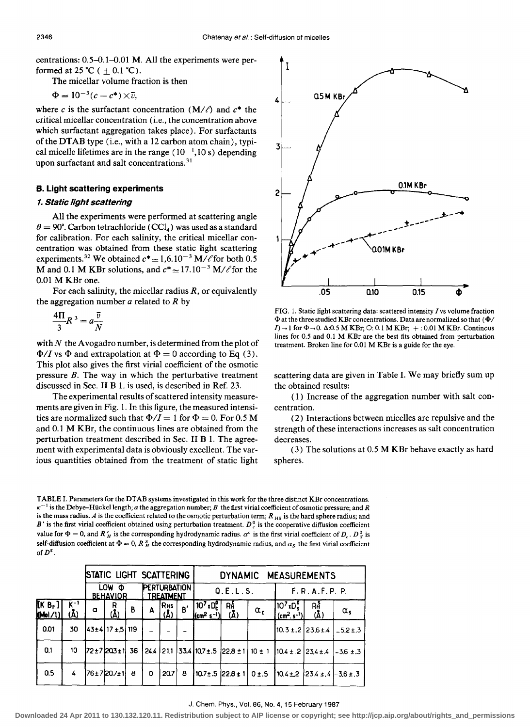centrations: 0.5–0.1–0.01 M. All the experiments were performed at 25 °C ( ± 0.1 °C).

The micellar volume fraction is then

$$\Phi = 10^{-3}(c - c^*) \times \bar{v},$$

where $c$ is the surfactant concentration (M/ℓ) and $c^*$ the critical micellar concentration (i.e., the concentration above which surfactant aggregation takes place). For surfactants of the DTAB type (i.e., with a 12 carbon atom chain), typical micelle lifetimes are in the range $(10^{-1}, 10\ \text{s})$ depending upon surfactant and salt concentrations.[31]

### B. Light scattering experiments

#### *1. Static light scattering*

All the experiments were performed at scattering angle $\theta = 90°$. Carbon tetrachloride ($CCl_4$) was used as a standard for calibration. For each salinity, the critical micellar concentration was obtained from these static light scattering experiments.[32] We obtained $c^* \simeq 1{,}6.10^{-3}$ M/ℓ for both 0.5 M and 0.1 M KBr solutions, and $c^* \simeq 17.10^{-3}$ M/ℓ for the 0.01 M KBr one.

For each salinity, the micellar radius $R$, or equivalently the aggregation number $a$ related to $R$ by

$$\frac{4\Pi}{3} R^3 = a \frac{\bar{v}}{N}$$

with $N$ the Avogadro number, is determined from the plot of $\Phi/I$ vs $\Phi$ and extrapolation at $\Phi = 0$ according to Eq (3). This plot also gives the first virial coefficient of the osmotic pressure $B$. The way in which the perturbative treatment discussed in Sec. II B 1. is used, is described in Ref. 23.

The experimental results of scattered intensity measurements are given in Fig. 1. In this figure, the measured intensities are normalized such that $\Phi/I = 1$ for $\Phi = 0$. For 0.5 M and 0.1 M KBr, the continuous lines are obtained from the perturbation treatment described in Sec. II B 1. The agreement with experimental data is obviously excellent. The various quantities obtained from the treatment of static light scattering data are given in Table I. We may briefly sum up the obtained results:

(1) Increase of the aggregation number with salt concentration.

(2) Interactions between micelles are repulsive and the strength of these interactions increases as salt concentration decreases.

(3) The solutions at 0.5 M KBr behave exactly as hard spheres.

FIG. 1. Static light scattering data: scattered intensity $I$ vs volume fraction $\Phi$ at the three studied KBr concentrations. Data are normalized so that $(\Phi/I) \to 1$ for $\Phi \to 0$. Δ: 0.5 M KBr; ○: 0.1 M KBr; + : 0.01 M KBr. Continous lines for 0.5 and 0.1 M KBr are the best fits obtained from perturbation treatment. Broken line for 0.01 M KBr is a guide for the eye.

TABLE I. Parameters for the DTAB systems investigated in this work for the three distinct KBr concentrations. $\kappa^{-1}$ is the Debye–Hückel length; $a$ the aggregation number; $B$ the first virial coefficient of osmotic pressure; and $R$ is the mass radius. $A$ is the coefficient related to the osmotic perturbation term; $R_{HS}$ is the hard sphere radius; and $B'$ is the first virial coefficient obtained using perturbation treatment. $D_c^0$ is the cooperative diffusion coefficient value for $\Phi = 0$, and $R_H^c$ is the corresponding hydrodynamic radius. $\alpha^c$ is the first virial coefficient of $D_c$. $D_S^0$ is self-diffusion coefficient at $\Phi = 0$, $R_H^S$ the corresponding hydrodynamic radius, and $\alpha_S$ the first virial coefficient of $D^S$.

| | | STATIC LIGHT SCATTERING | | | | | | DYNAMIC MEASUREMENTS | | | | | |
|---|---|---|---|---|---|---|---|---|---|---|---|---|---|
| | | LOW Φ BEHAVIOR | | | PERTURBATION TREATMENT | | | Q.E.L.S. | | | F.R.A.F.P.P. | | |
| [KBr] (Mol/l) | $\kappa^{-1}$ (Å) | $a$ | $R$ (Å) | $B$ | $A$ | $R_{HS}$ (Å) | $B'$ | $10^7 \times D_c^0$ (cm² s⁻¹) | $R_H^c$ (Å) | $\alpha_c$ | $10^7 \times D_s^0$ (cm² s⁻¹) | $R_H^s$ (Å) | $\alpha_s$ |
| 0.01 | 30 | 43±4 | 17±.5 | 119 | – | – | – | | | | 10.3±.2 | 23.6±.4 | −5.2±.3 |
| 0.1 | 10 | 72±7 | 20.3±1 | 36 | 24.4 | 21.1 | 33.4 | 10.7±.5 | 22.8±1 | 10±1 | 10.4±.2 | 23.4±.4 | −3.6±.3 |
| 0.5 | 4 | 76±7 | 20.7±1 | 8 | 0 | 20.7 | 8 | 10.7±.5 | 22.8±1 | 0±.5 | 10.4±.2 | 23.4±.4 | −3.6±.3 |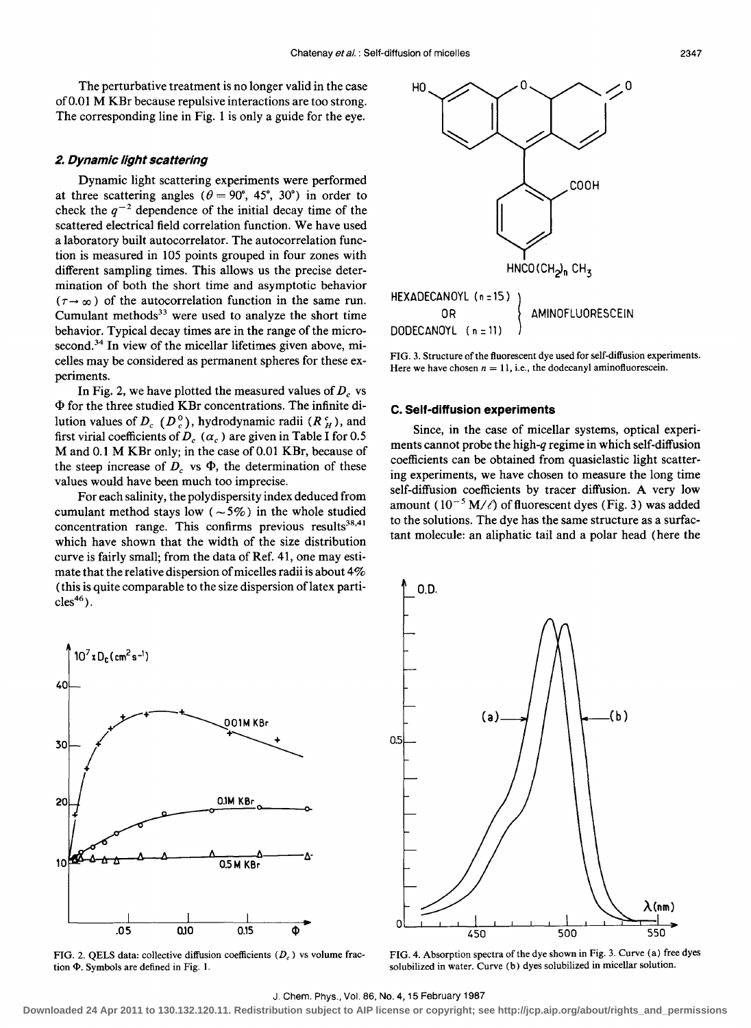The perturbative treatment is no longer valid in the case of 0.01 M KBr because repulsive interactions are too strong. The corresponding line in Fig. 1 is only a guide for the eye.

### 2. Dynamic light scattering

Dynamic light scattering experiments were performed at three scattering angles ($\theta = 90°$, $45°$, $30°$) in order to check the $q^{-2}$ dependence of the initial decay time of the scattered electrical field correlation function. We have used a laboratory built autocorrelator. The autocorrelation function is measured in 105 points grouped in four zones with different sampling times. This allows us the precise determination of both the short time and asymptotic behavior ($\tau \to \infty$) of the autocorrelation function in the same run. Cumulant methods[33] were used to analyze the short time behavior. Typical decay times are in the range of the microsecond.[34] In view of the micellar lifetimes given above, micelles may be considered as permanent spheres for these experiments.

In Fig. 2, we have plotted the measured values of $D_c$ vs $\Phi$ for the three studied KBr concentrations. The infinite dilution values of $D_c$ ($D_c^0$), hydrodynamic radii ($R_H^c$), and first virial coefficients of $D_c$ ($\alpha_c$) are given in Table I for 0.5 M and 0.1 M KBr only; in the case of 0.01 KBr, because of the steep increase of $D_c$ vs $\Phi$, the determination of these values would have been much too imprecise.

For each salinity, the polydispersity index deduced from cumulant method stays low ($\sim 5\%$) in the whole studied concentration range. This confirms previous results[38,41] which have shown that the width of the size distribution curve is fairly small; from the data of Ref. 41, one may estimate that the relative dispersion of micelles radii is about 4% (this is quite comparable to the size dispersion of latex particles[46]).

FIG. 2. QELS data: collective diffusion coefficients ($D_c$) vs volume fraction $\Phi$. Symbols are defined in Fig. 1.

FIG. 3. Structure of the fluorescent dye used for self-diffusion experiments. Here we have chosen $n = 11$, i.e., the dodecanyl aminofluorescein.

### C. Self-diffusion experiments

Since, in the case of micellar systems, optical experiments cannot probe the high-$q$ regime in which self-diffusion coefficients can be obtained from quasielastic light scattering experiments, we have chosen to measure the long time self-diffusion coefficients by tracer diffusion. A very low amount ($10^{-5}$ M/$\ell$) of fluorescent dyes (Fig. 3) was added to the solutions. The dye has the same structure as a surfactant molecule: an aliphatic tail and a polar head (here the

FIG. 4. Absorption spectra of the dye shown in Fig. 3. Curve (a) free dyes solubilized in water. Curve (b) dyes solubilized in micellar solution.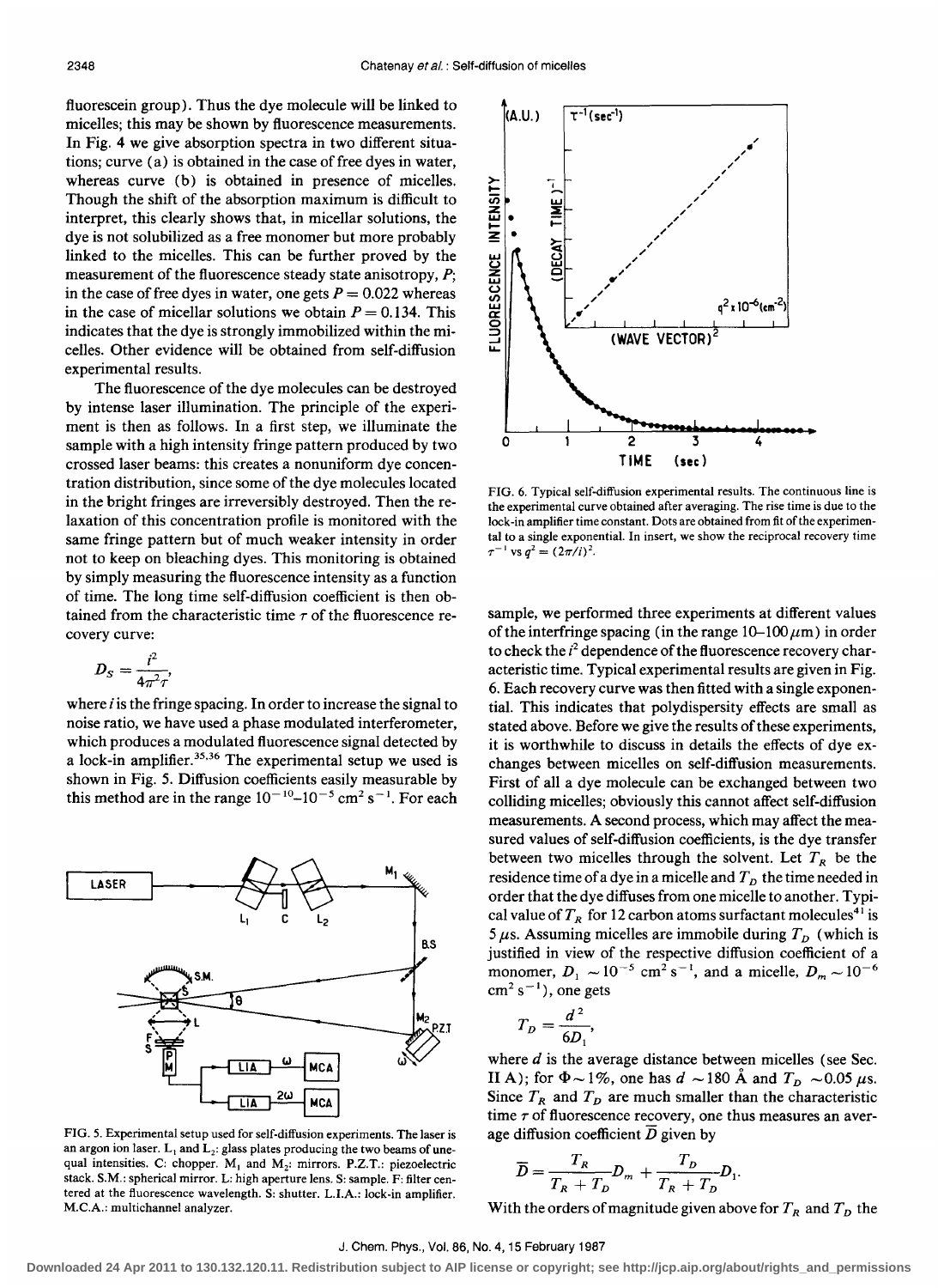fluorescein group). Thus the dye molecule will be linked to micelles; this may be shown by fluorescence measurements. In Fig. 4 we give absorption spectra in two different situations; curve (a) is obtained in the case of free dyes in water, whereas curve (b) is obtained in presence of micelles. Though the shift of the absorption maximum is difficult to interpret, this clearly shows that, in micellar solutions, the dye is not solubilized as a free monomer but more probably linked to the micelles. This can be further proved by the measurement of the fluorescence steady state anisotropy, $P$; in the case of free dyes in water, one gets $P = 0.022$ whereas in the case of micellar solutions we obtain $P = 0.134$. This indicates that the dye is strongly immobilized within the micelles. Other evidence will be obtained from self-diffusion experimental results.

The fluorescence of the dye molecules can be destroyed by intense laser illumination. The principle of the experiment is then as follows. In a first step, we illuminate the sample with a high intensity fringe pattern produced by two crossed laser beams: this creates a nonuniform dye concentration distribution, since some of the dye molecules located in the bright fringes are irreversibly destroyed. Then the relaxation of this concentration profile is monitored with the same fringe pattern but of much weaker intensity in order not to keep on bleaching dyes. This monitoring is obtained by simply measuring the fluorescence intensity as a function of time. The long time self-diffusion coefficient is then obtained from the characteristic time $\tau$ of the fluorescence recovery curve:

$$D_S = \frac{i^2}{4\pi^2\tau},$$

where $i$ is the fringe spacing. In order to increase the signal to noise ratio, we have used a phase modulated interferometer, which produces a modulated fluorescence signal detected by a lock-in amplifier.[35,36] The experimental setup we used is shown in Fig. 5. Diffusion coefficients easily measurable by this method are in the range $10^{-10}$–$10^{-5}$ cm$^2$ s$^{-1}$. For each

FIG. 5. Experimental setup used for self-diffusion experiments. The laser is an argon ion laser. $L_1$ and $L_2$: glass plates producing the two beams of unequal intensities. C: chopper. $M_1$ and $M_2$: mirrors. P.Z.T.: piezoelectric stack. S.M.: spherical mirror. L: high aperture lens. S: sample. F: filter centered at the fluorescence wavelength. S: shutter. L.I.A.: lock-in amplifier. M.C.A.: multichannel analyzer.

FIG. 6. Typical self-diffusion experimental results. The continuous line is the experimental curve obtained after averaging. The rise time is due to the lock-in amplifier time constant. Dots are obtained from fit of the experimental to a single exponential. In insert, we show the reciprocal recovery time $\tau^{-1}$ vs $q^2 = (2\pi/i)^2$.

sample, we performed three experiments at different values of the interfringe spacing (in the range 10–100 $\mu$m) in order to check the $i^2$ dependence of the fluorescence recovery characteristic time. Typical experimental results are given in Fig. 6. Each recovery curve was then fitted with a single exponential. This indicates that polydispersity effects are small as stated above. Before we give the results of these experiments, it is worthwhile to discuss in details the effects of dye exchanges between micelles on self-diffusion measurements. First of all a dye molecule can be exchanged between two colliding micelles; obviously this cannot affect self-diffusion measurements. A second process, which may affect the measured values of self-diffusion coefficients, is the dye transfer between two micelles through the solvent. Let $T_R$ be the residence time of a dye in a micelle and $T_D$ the time needed in order that the dye diffuses from one micelle to another. Typical value of $T_R$ for 12 carbon atoms surfactant molecules[41] is 5 $\mu$s. Assuming micelles are immobile during $T_D$ (which is justified in view of the respective diffusion coefficient of a monomer, $D_1 \sim 10^{-5}$ cm$^2$ s$^{-1}$, and a micelle, $D_m \sim 10^{-6}$ cm$^2$ s$^{-1}$), one gets

$$T_D = \frac{d^2}{6D_1},$$

where $d$ is the average distance between micelles (see Sec. II A); for $\Phi \sim 1\%$, one has $d \sim 180$ Å and $T_D \sim 0.05$ $\mu$s. Since $T_R$ and $T_D$ are much smaller than the characteristic time $\tau$ of fluorescence recovery, one thus measures an average diffusion coefficient $\overline{D}$ given by

$$\overline{D} = \frac{T_R}{T_R + T_D} D_m + \frac{T_D}{T_R + T_D} D_1.$$

With the orders of magnitude given above for $T_R$ and $T_D$ the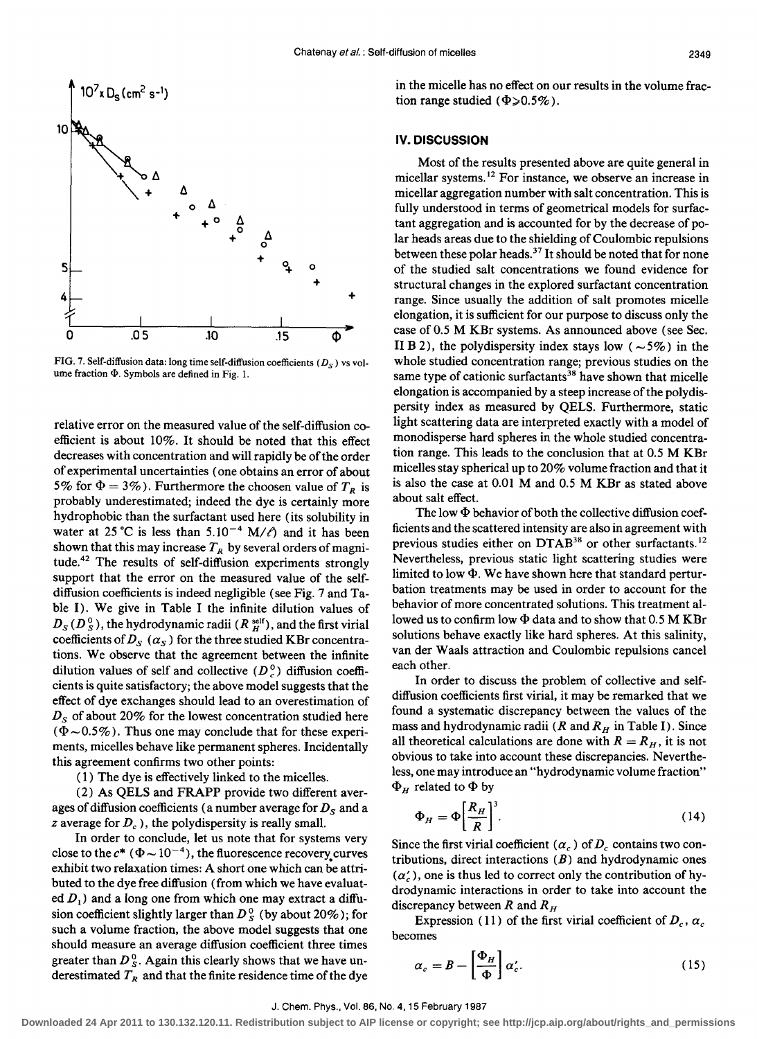FIG. 7. Self-diffusion data: long time self-diffusion coefficients ($D_S$) vs volume fraction $\Phi$. Symbols are defined in Fig. 1.

relative error on the measured value of the self-diffusion coefficient is about 10%. It should be noted that this effect decreases with concentration and will rapidly be of the order of experimental uncertainties (one obtains an error of about 5% for $\Phi = 3\%$). Furthermore the choosen value of $T_R$ is probably underestimated; indeed the dye is certainly more hydrophobic than the surfactant used here (its solubility in water at 25 °C is less than $5.10^{-4}$ M/ℓ) and it has been shown that this may increase $T_R$ by several orders of magnitude.[42] The results of self-diffusion experiments strongly support that the error on the measured value of the self-diffusion coefficients is indeed negligible (see Fig. 7 and Table I). We give in Table I the infinite dilution values of $D_S$ ($D_S^0$), the hydrodynamic radii ($R_H^{\text{self}}$), and the first virial coefficients of $D_S$ ($\alpha_S$) for the three studied KBr concentrations. We observe that the agreement between the infinite dilution values of self and collective ($D_c^0$) diffusion coefficients is quite satisfactory; the above model suggests that the effect of dye exchanges should lead to an overestimation of $D_S$ of about 20% for the lowest concentration studied here ($\Phi \sim 0.5\%$). Thus one may conclude that for these experiments, micelles behave like permanent spheres. Incidentally this agreement confirms two other points:

(1) The dye is effectively linked to the micelles.

(2) As QELS and FRAPP provide two different averages of diffusion coefficients (a number average for $D_S$ and a z average for $D_c$), the polydispersity is really small.

In order to conclude, let us note that for systems very close to the $c^*$ ($\Phi \sim 10^{-4}$), the fluorescence recovery curves exhibit two relaxation times: A short one which can be attributed to the dye free diffusion (from which we have evaluated $D_1$) and a long one from which one may extract a diffusion coefficient slightly larger than $D_S^0$ (by about 20%); for such a volume fraction, the above model suggests that one should measure an average diffusion coefficient three times greater than $D_S^0$. Again this clearly shows that we have underestimated $T_R$ and that the finite residence time of the dye in the micelle has no effect on our results in the volume fraction range studied ($\Phi \geqslant 0.5\%$).

## IV. DISCUSSION

Most of the results presented above are quite general in micellar systems.[12] For instance, we observe an increase in micellar aggregation number with salt concentration. This is fully understood in terms of geometrical models for surfactant aggregation and is accounted for by the decrease of polar heads areas due to the shielding of Coulombic repulsions between these polar heads.[37] It should be noted that for none of the studied salt concentrations we found evidence for structural changes in the explored surfactant concentration range. Since usually the addition of salt promotes micelle elongation, it is sufficient for our purpose to discuss only the case of 0.5 M KBr systems. As announced above (see Sec. II B 2), the polydispersity index stays low ($\sim 5\%$) in the whole studied concentration range; previous studies on the same type of cationic surfactants[38] have shown that micelle elongation is accompanied by a steep increase of the polydispersity index as measured by QELS. Furthermore, static light scattering data are interpreted exactly with a model of monodisperse hard spheres in the whole studied concentration range. This leads to the conclusion that at 0.5 M KBr micelles stay spherical up to 20% volume fraction and that it is also the case at 0.01 M and 0.5 M KBr as stated above about salt effect.

The low $\Phi$ behavior of both the collective diffusion coefficients and the scattered intensity are also in agreement with previous studies either on DTAB[38] or other surfactants.[12] Nevertheless, previous static light scattering studies were limited to low $\Phi$. We have shown here that standard perturbation treatments may be used in order to account for the behavior of more concentrated solutions. This treatment allowed us to confirm low $\Phi$ data and to show that 0.5 M KBr solutions behave exactly like hard spheres. At this salinity, van der Waals attraction and Coulombic repulsions cancel each other.

In order to discuss the problem of collective and self-diffusion coefficients first virial, it may be remarked that we found a systematic discrepancy between the values of the mass and hydrodynamic radii ($R$ and $R_H$ in Table I). Since all theoretical calculations are done with $R = R_H$, it is not obvious to take into account these discrepancies. Nevertheless, one may introduce an "hydrodynamic volume fraction" $\Phi_H$ related to $\Phi$ by

$$\Phi_H = \Phi \left[ \frac{R_H}{R} \right]^3. \tag{14}$$

Since the first virial coefficient ($\alpha_c$) of $D_c$ contains two contributions, direct interactions ($B$) and hydrodynamic ones ($\alpha_c'$), one is thus led to correct only the contribution of hydrodynamic interactions in order to take into account the discrepancy between $R$ and $R_H$

Expression (11) of the first virial coefficient of $D_c$, $\alpha_c$ becomes

$$\alpha_c = B - \left[ \frac{\Phi_H}{\Phi} \right] \alpha_c'. \tag{15}$$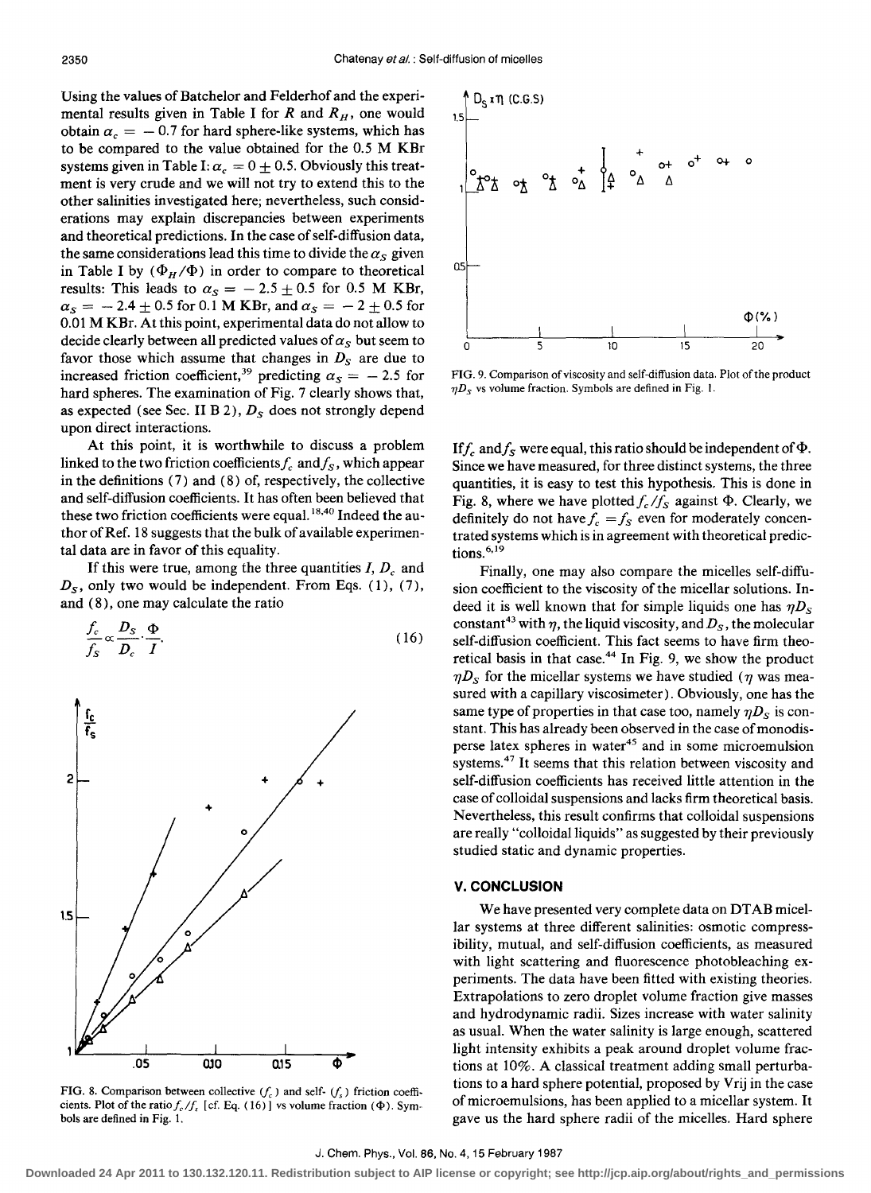Using the values of Batchelor and Felderhof and the experimental results given in Table I for $R$ and $R_H$, one would obtain $\alpha_c = -0.7$ for hard sphere-like systems, which has to be compared to the value obtained for the 0.5 M KBr systems given in Table I: $\alpha_c = 0 \pm 0.5$. Obviously this treatment is very crude and we will not try to extend this to the other salinities investigated here; nevertheless, such considerations may explain discrepancies between experiments and theoretical predictions. In the case of self-diffusion data, the same considerations lead this time to divide the $\alpha_S$ given in Table I by $(\Phi_H/\Phi)$ in order to compare to theoretical results: This leads to $\alpha_S = -2.5 \pm 0.5$ for 0.5 M KBr, $\alpha_S = -2.4 \pm 0.5$ for 0.1 M KBr, and $\alpha_S = -2 \pm 0.5$ for 0.01 M KBr. At this point, experimental data do not allow to decide clearly between all predicted values of $\alpha_S$ but seem to favor those which assume that changes in $D_S$ are due to increased friction coefficient,[39] predicting $\alpha_S = -2.5$ for hard spheres. The examination of Fig. 7 clearly shows that, as expected (see Sec. II B 2), $D_S$ does not strongly depend upon direct interactions.

At this point, it is worthwhile to discuss a problem linked to the two friction coefficients $f_c$ and $f_S$, which appear in the definitions (7) and (8) of, respectively, the collective and self-diffusion coefficients. It has often been believed that these two friction coefficients were equal.[18,40] Indeed the author of Ref. 18 suggests that the bulk of available experimental data are in favor of this equality.

If this were true, among the three quantities $I$, $D_c$ and $D_S$, only two would be independent. From Eqs. (1), (7), and (8), one may calculate the ratio

$$\frac{f_c}{f_S} \propto \frac{D_S}{D_c} \cdot \frac{\Phi}{I}. \tag{16}$$

FIG. 8. Comparison between collective ($f_c$) and self- ($f_s$) friction coefficients. Plot of the ratio $f_c/f_s$ [cf. Eq. (16)] vs volume fraction ($\Phi$). Symbols are defined in Fig. 1.

FIG. 9. Comparison of viscosity and self-diffusion data. Plot of the product $\eta D_S$ vs volume fraction. Symbols are defined in Fig. 1.

If $f_c$ and $f_S$ were equal, this ratio should be independent of $\Phi$. Since we have measured, for three distinct systems, the three quantities, it is easy to test this hypothesis. This is done in Fig. 8, where we have plotted $f_c/f_S$ against $\Phi$. Clearly, we definitely do not have $f_c = f_S$ even for moderately concentrated systems which is in agreement with theoretical predictions.[6,19]

Finally, one may also compare the micelles self-diffusion coefficient to the viscosity of the micellar solutions. Indeed it is well known that for simple liquids one has $\eta D_S$ constant[43] with $\eta$, the liquid viscosity, and $D_S$, the molecular self-diffusion coefficient. This fact seems to have firm theoretical basis in that case.[44] In Fig. 9, we show the product $\eta D_S$ for the micellar systems we have studied ($\eta$ was measured with a capillary viscosimeter). Obviously, one has the same type of properties in that case too, namely $\eta D_S$ is constant. This has already been observed in the case of monodisperse latex spheres in water[45] and in some microemulsion systems.[47] It seems that this relation between viscosity and self-diffusion coefficients has received little attention in the case of colloidal suspensions and lacks firm theoretical basis. Nevertheless, this result confirms that colloidal suspensions are really "colloidal liquids" as suggested by their previously studied static and dynamic properties.

## V. CONCLUSION

We have presented very complete data on DTAB micellar systems at three different salinities: osmotic compressibility, mutual, and self-diffusion coefficients, as measured with light scattering and fluorescence photobleaching experiments. The data have been fitted with existing theories. Extrapolations to zero droplet volume fraction give masses and hydrodynamic radii. Sizes increase with water salinity as usual. When the water salinity is large enough, scattered light intensity exhibits a peak around droplet volume fractions at 10%. A classical treatment adding small perturbations to a hard sphere potential, proposed by Vrij in the case of microemulsions, has been applied to a micellar system. It gave us the hard sphere radii of the micelles. Hard sphere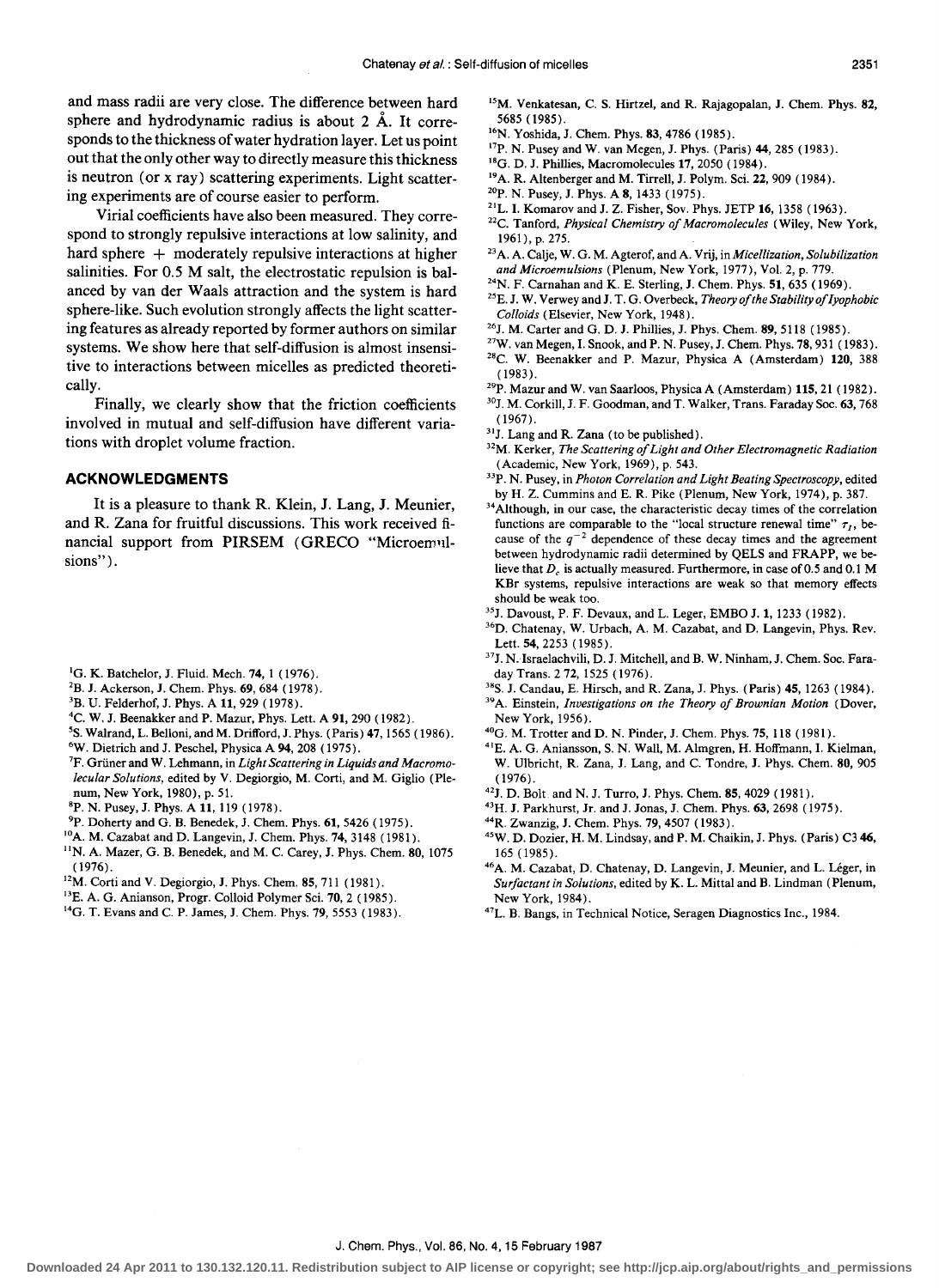and mass radii are very close. The difference between hard sphere and hydrodynamic radius is about 2 Å. It corresponds to the thickness of water hydration layer. Let us point out that the only other way to directly measure this thickness is neutron (or x ray) scattering experiments. Light scattering experiments are of course easier to perform.

Virial coefficients have also been measured. They correspond to strongly repulsive interactions at low salinity, and hard sphere + moderately repulsive interactions at higher salinities. For 0.5 M salt, the electrostatic repulsion is balanced by van der Waals attraction and the system is hard sphere-like. Such evolution strongly affects the light scattering features as already reported by former authors on similar systems. We show here that self-diffusion is almost insensitive to interactions between micelles as predicted theoretically.

Finally, we clearly show that the friction coefficients involved in mutual and self-diffusion have different variations with droplet volume fraction.

## ACKNOWLEDGMENTS

It is a pleasure to thank R. Klein, J. Lang, J. Meunier, and R. Zana for fruitful discussions. This work received financial support from PIRSEM (GRECO "Microemulsions").

[1] G. K. Batchelor, J. Fluid. Mech. **74**, 1 (1976).
[2] B. J. Ackerson, J. Chem. Phys. **69**, 684 (1978).
[3] B. U. Felderhof, J. Phys. A **11**, 929 (1978).
[4] C. W. J. Beenakker and P. Mazur, Phys. Lett. A **91**, 290 (1982).
[5] S. Walrand, L. Belloni, and M. Drifford, J. Phys. (Paris) **47**, 1565 (1986).
[6] W. Dietrich and J. Peschel, Physica A **94**, 208 (1975).
[7] F. Grüner and W. Lehmann, in *Light Scattering in Liquids and Macromolecular Solutions*, edited by V. Degiorgio, M. Corti, and M. Giglio (Plenum, New York, 1980), p. 51.
[8] P. N. Pusey, J. Phys. A **11**, 119 (1978).
[9] P. Doherty and G. B. Benedek, J. Chem. Phys. **61**, 5426 (1975).
[10] A. M. Cazabat and D. Langevin, J. Chem. Phys. **74**, 3148 (1981).
[11] N. A. Mazer, G. B. Benedek, and M. C. Carey, J. Phys. Chem. **80**, 1075 (1976).
[12] M. Corti and V. Degiorgio, J. Phys. Chem. **85**, 711 (1981).
[13] E. A. G. Anianson, Progr. Colloid Polymer Sci. **70**, 2 (1985).
[14] G. T. Evans and C. P. James, J. Chem. Phys. **79**, 5553 (1983).
[15] M. Venkatesan, C. S. Hirtzel, and R. Rajagopalan, J. Chem. Phys. **82**, 5685 (1985).
[16] N. Yoshida, J. Chem. Phys. **83**, 4786 (1985).
[17] P. N. Pusey and W. van Megen, J. Phys. (Paris) **44**, 285 (1983).
[18] G. D. J. Phillies, Macromolecules **17**, 2050 (1984).
[19] A. R. Altenberger and M. Tirrell, J. Polym. Sci. **22**, 909 (1984).
[20] P. N. Pusey, J. Phys. A **8**, 1433 (1975).
[21] L. I. Komarov and J. Z. Fisher, Sov. Phys. JETP **16**, 1358 (1963).
[22] C. Tanford, *Physical Chemistry of Macromolecules* (Wiley, New York, 1961), p. 275.
[23] A. A. Calje, W. G. M. Agterof, and A. Vrij, in *Micellization, Solubilization and Microemulsions* (Plenum, New York, 1977), Vol. 2, p. 779.
[24] N. F. Carnahan and K. E. Sterling, J. Chem. Phys. **51**, 635 (1969).
[25] E. J. W. Verwey and J. T. G. Overbeck, *Theory of the Stability of lyophobic Colloids* (Elsevier, New York, 1948).
[26] J. M. Carter and G. D. J. Phillies, J. Phys. Chem. **89**, 5118 (1985).
[27] W. van Megen, I. Snook, and P. N. Pusey, J. Chem. Phys. **78**, 931 (1983).
[28] C. W. Beenakker and P. Mazur, Physica A (Amsterdam) **120**, 388 (1983).
[29] P. Mazur and W. van Saarloos, Physica A (Amsterdam) **115**, 21 (1982).
[30] J. M. Corkill, J. F. Goodman, and T. Walker, Trans. Faraday Soc. **63**, 768 (1967).
[31] J. Lang and R. Zana (to be published).
[32] M. Kerker, *The Scattering of Light and Other Electromagnetic Radiation* (Academic, New York, 1969), p. 543.
[33] P. N. Pusey, in *Photon Correlation and Light Beating Spectroscopy*, edited by H. Z. Cummins and E. R. Pike (Plenum, New York, 1974), p. 387.
[34] Although, in our case, the characteristic decay times of the correlation functions are comparable to the "local structure renewal time" $\tau_I$, because of the $q^{-2}$ dependence of these decay times and the agreement between hydrodynamic radii determined by QELS and FRAPP, we believe that $D_c$ is actually measured. Furthermore, in case of 0.5 and 0.1 M KBr systems, repulsive interactions are weak so that memory effects should be weak too.
[35] J. Davoust, P. F. Devaux, and L. Leger, EMBO J. **1**, 1233 (1982).
[36] D. Chatenay, W. Urbach, A. M. Cazabat, and D. Langevin, Phys. Rev. Lett. **54**, 2253 (1985).
[37] J. N. Israelachvili, D. J. Mitchell, and B. W. Ninham, J. Chem. Soc. Faraday Trans. 2 **72**, 1525 (1976).
[38] S. J. Candau, E. Hirsch, and R. Zana, J. Phys. (Paris) **45**, 1263 (1984).
[39] A. Einstein, *Investigations on the Theory of Brownian Motion* (Dover, New York, 1956).
[40] G. M. Trotter and D. N. Pinder, J. Chem. Phys. **75**, 118 (1981).
[41] E. A. G. Aniansson, S. N. Wall, M. Almgren, H. Hoffmann, I. Kielman, W. Ulbricht, R. Zana, J. Lang, and C. Tondre, J. Phys. Chem. **80**, 905 (1976).
[42] J. D. Bolt and N. J. Turro, J. Phys. Chem. **85**, 4029 (1981).
[43] H. J. Parkhurst, Jr. and J. Jonas, J. Chem. Phys. **63**, 2698 (1975).
[44] R. Zwanzig, J. Chem. Phys. **79**, 4507 (1983).
[45] W. D. Dozier, H. M. Lindsay, and P. M. Chaikin, J. Phys. (Paris) C3 **46**, 165 (1985).
[46] A. M. Cazabat, D. Chatenay, D. Langevin, J. Meunier, and L. Léger, in *Surfactant in Solutions*, edited by K. L. Mittal and B. Lindman (Plenum, New York, 1984).
[47] L. B. Bangs, in Technical Notice, Seragen Diagnostics Inc., 1984.